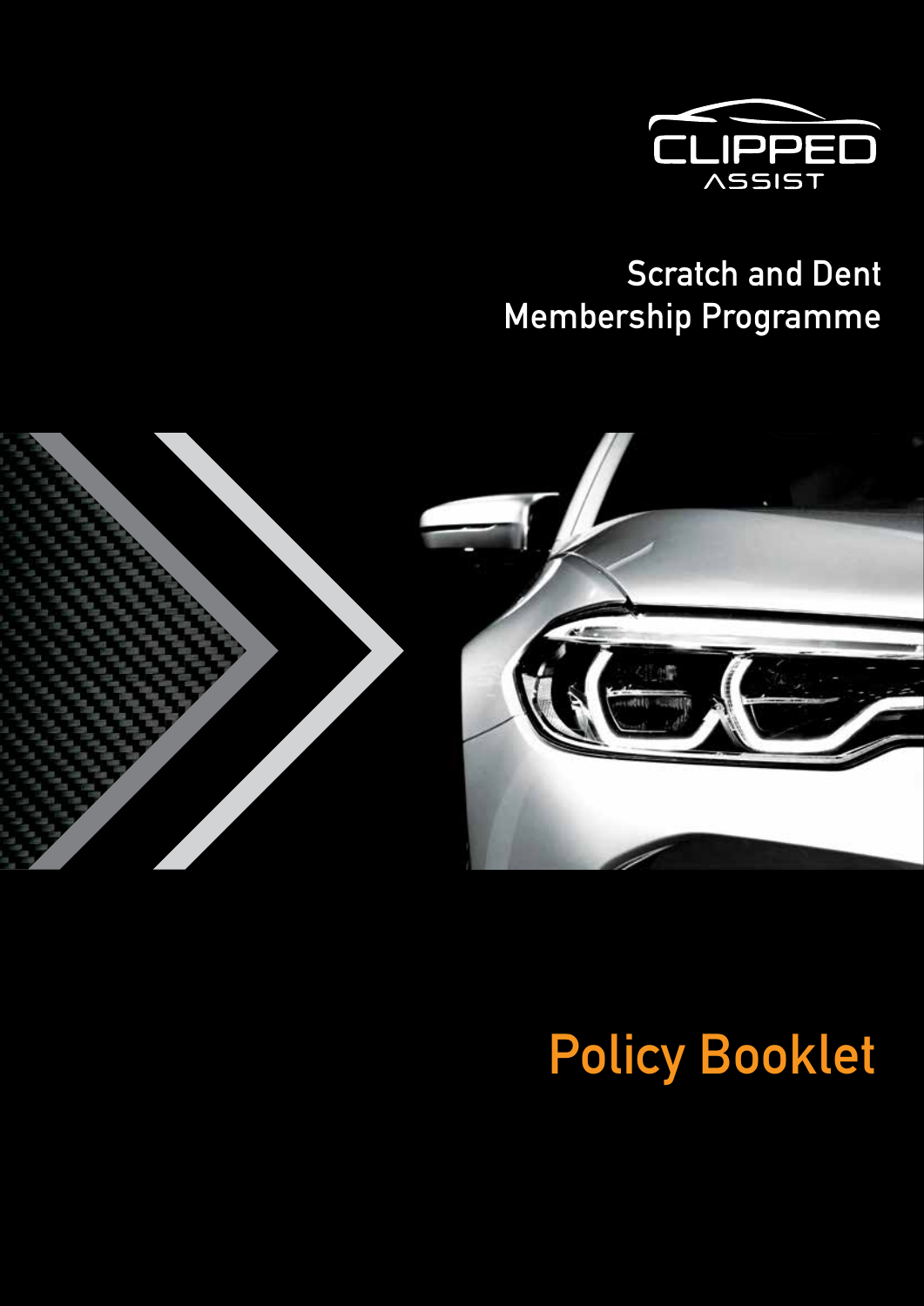CLIPPED ASSIST

# Scratch and Dent Membership Programme

# Policy Booklet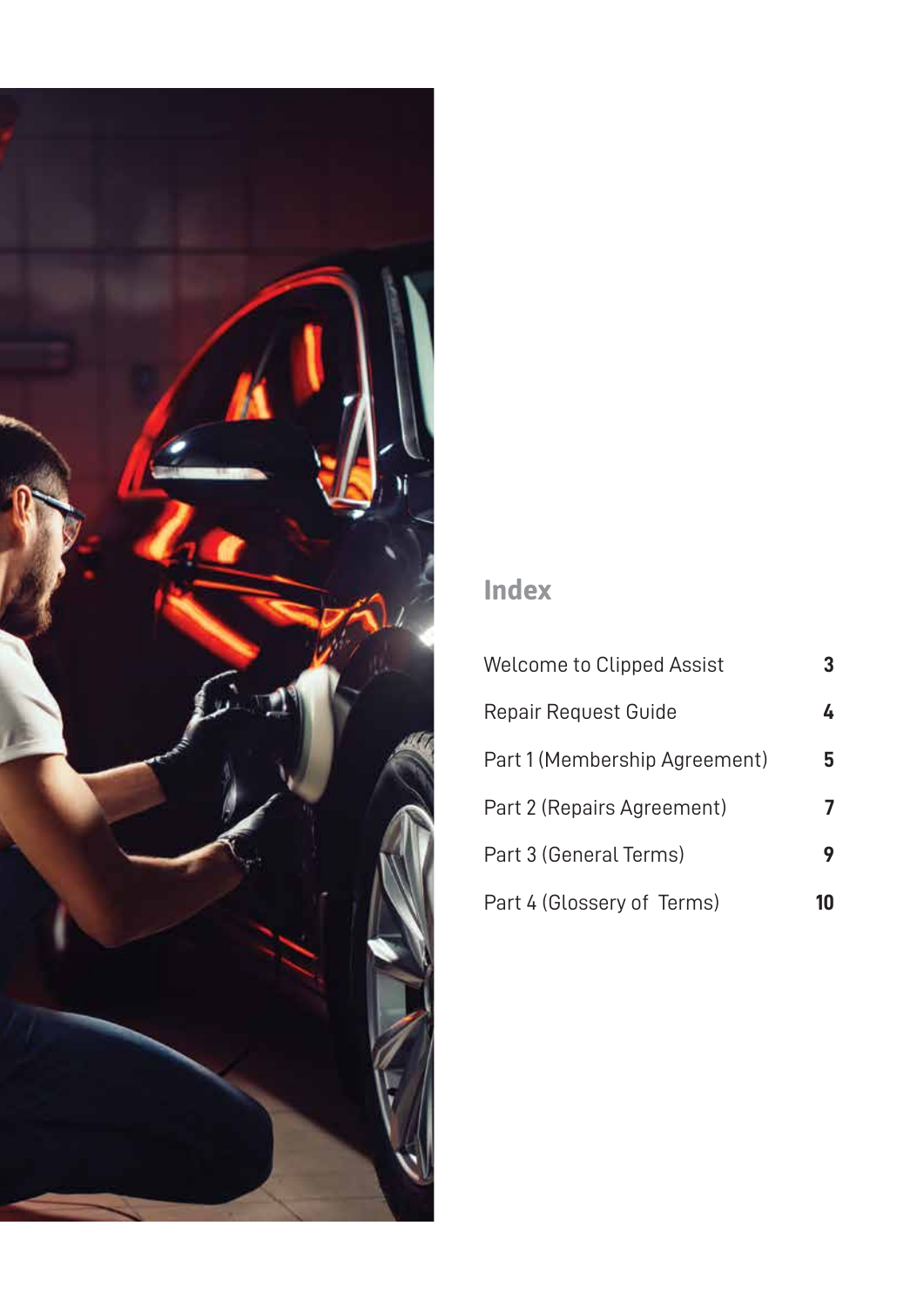## Index

| | |
|---|---|
| Welcome to Clipped Assist | **3** |
| Repair Request Guide | **4** |
| Part 1 (Membership Agreement) | **5** |
| Part 2 (Repairs Agreement) | **7** |
| Part 3 (General Terms) | **9** |
| Part 4 (Glossery of Terms) | **10** |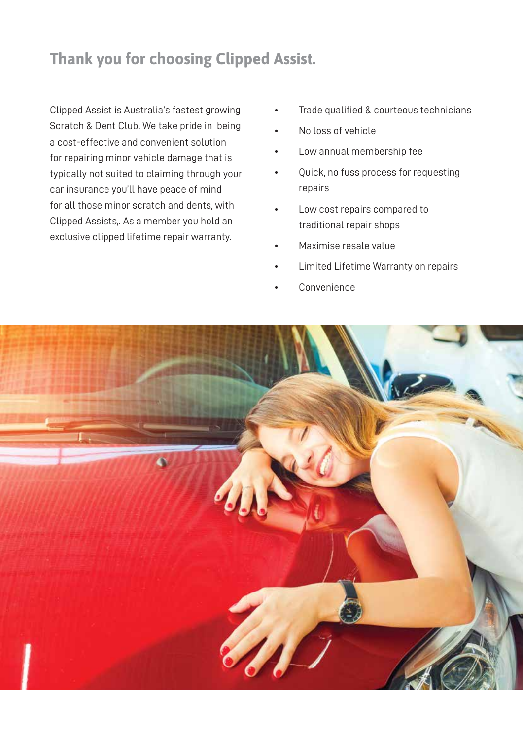## Thank you for choosing Clipped Assist.

Clipped Assist is Australia's fastest growing Scratch & Dent Club. We take pride in being a cost-effective and convenient solution for repairing minor vehicle damage that is typically not suited to claiming through your car insurance you'll have peace of mind for all those minor scratch and dents, with Clipped Assists,. As a member you hold an exclusive clipped lifetime repair warranty.

- Trade qualified & courteous technicians
- No loss of vehicle
- Low annual membership fee
- Quick, no fuss process for requesting repairs
- Low cost repairs compared to traditional repair shops
- Maximise resale value
- Limited Lifetime Warranty on repairs
- Convenience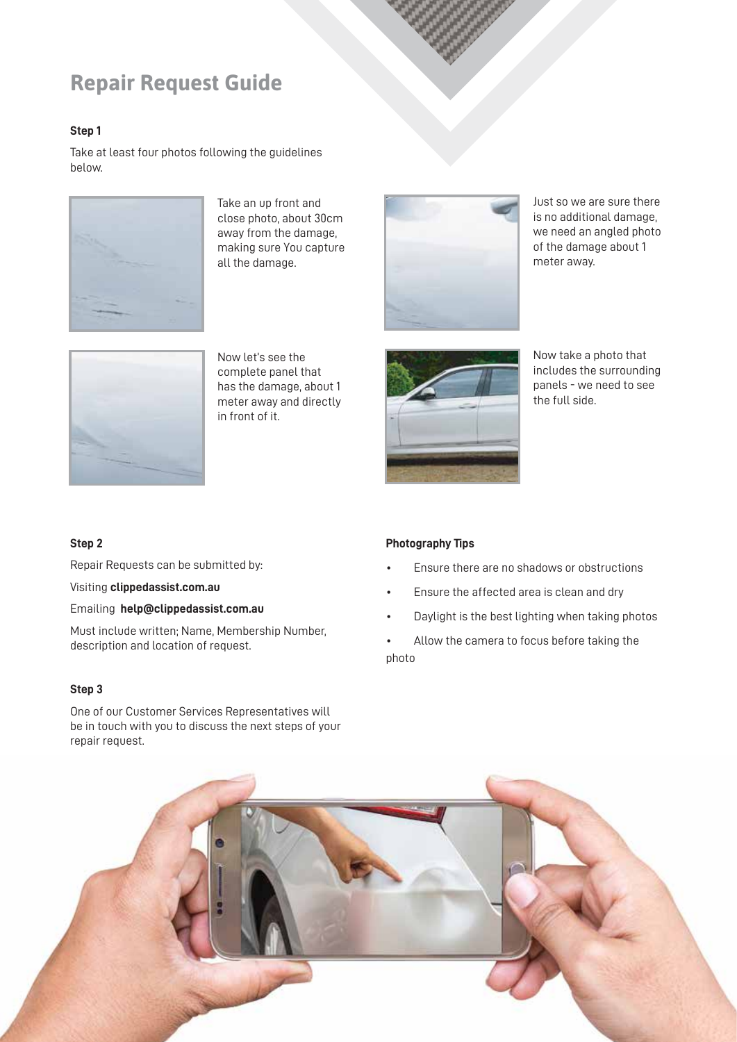# Repair Request Guide

**Step 1**

Take at least four photos following the guidelines below.

Take an up front and close photo, about 30cm away from the damage, making sure You capture all the damage.

Just so we are sure there is no additional damage, we need an angled photo of the damage about 1 meter away.

Now let's see the complete panel that has the damage, about 1 meter away and directly in front of it.

Now take a photo that includes the surrounding panels - we need to see the full side.

**Step 2**

Repair Requests can be submitted by:

Visiting **clippedassist.com.au**

Emailing **help@clippedassist.com.au**

Must include written; Name, Membership Number, description and location of request.

**Step 3**

One of our Customer Services Representatives will be in touch with you to discuss the next steps of your repair request.

**Photography Tips**

- Ensure there are no shadows or obstructions
- Ensure the affected area is clean and dry
- Daylight is the best lighting when taking photos
- Allow the camera to focus before taking the photo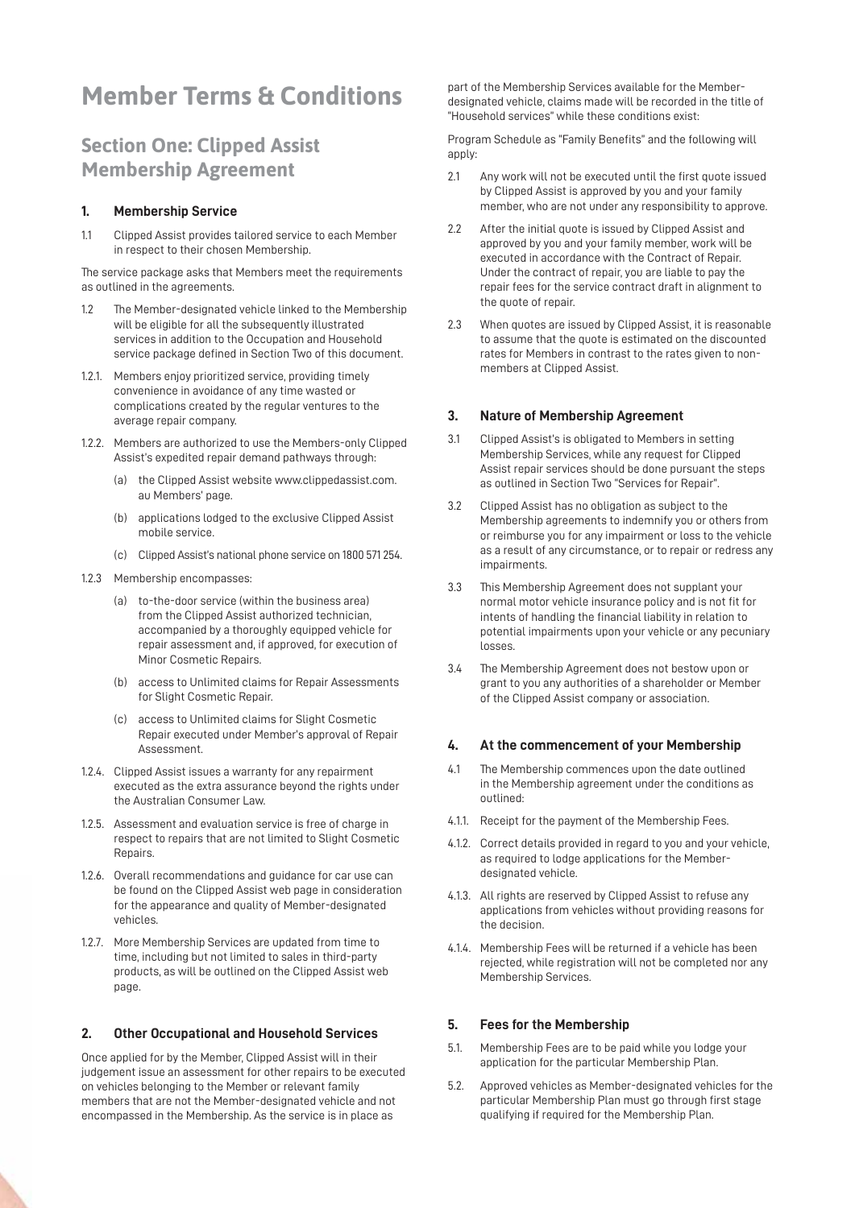# Member Terms & Conditions

## Section One: Clipped Assist Membership Agreement

### 1. Membership Service

1.1 Clipped Assist provides tailored service to each Member in respect to their chosen Membership.

The service package asks that Members meet the requirements as outlined in the agreements.

1.2 The Member-designated vehicle linked to the Membership will be eligible for all the subsequently illustrated services in addition to the Occupation and Household service package defined in Section Two of this document.

1.2.1. Members enjoy prioritized service, providing timely convenience in avoidance of any time wasted or complications created by the regular ventures to the average repair company.

1.2.2. Members are authorized to use the Members-only Clipped Assist's expedited repair demand pathways through:

(a) the Clipped Assist website www.clippedassist.com.au Members' page.

(b) applications lodged to the exclusive Clipped Assist mobile service.

(c) Clipped Assist's national phone service on 1800 571 254.

1.2.3 Membership encompasses:

(a) to-the-door service (within the business area) from the Clipped Assist authorized technician, accompanied by a thoroughly equipped vehicle for repair assessment and, if approved, for execution of Minor Cosmetic Repairs.

(b) access to Unlimited claims for Repair Assessments for Slight Cosmetic Repair.

(c) access to Unlimited claims for Slight Cosmetic Repair executed under Member's approval of Repair Assessment.

1.2.4. Clipped Assist issues a warranty for any repairment executed as the extra assurance beyond the rights under the Australian Consumer Law.

1.2.5. Assessment and evaluation service is free of charge in respect to repairs that are not limited to Slight Cosmetic Repairs.

1.2.6. Overall recommendations and guidance for car use can be found on the Clipped Assist web page in consideration for the appearance and quality of Member-designated vehicles.

1.2.7. More Membership Services are updated from time to time, including but not limited to sales in third-party products, as will be outlined on the Clipped Assist web page.

### 2. Other Occupational and Household Services

Once applied for by the Member, Clipped Assist will in their judgement issue an assessment for other repairs to be executed on vehicles belonging to the Member or relevant family members that are not the Member-designated vehicle and not encompassed in the Membership. As the service is in place as part of the Membership Services available for the Member-designated vehicle, claims made will be recorded in the title of "Household services" while these conditions exist:

Program Schedule as "Family Benefits" and the following will apply:

2.1 Any work will not be executed until the first quote issued by Clipped Assist is approved by you and your family member, who are not under any responsibility to approve.

2.2 After the initial quote is issued by Clipped Assist and approved by you and your family member, work will be executed in accordance with the Contract of Repair. Under the contract of repair, you are liable to pay the repair fees for the service contract draft in alignment to the quote of repair.

2.3 When quotes are issued by Clipped Assist, it is reasonable to assume that the quote is estimated on the discounted rates for Members in contrast to the rates given to non-members at Clipped Assist.

### 3. Nature of Membership Agreement

3.1 Clipped Assist's is obligated to Members in setting Membership Services, while any request for Clipped Assist repair services should be done pursuant the steps as outlined in Section Two "Services for Repair".

3.2 Clipped Assist has no obligation as subject to the Membership agreements to indemnify you or others from or reimburse you for any impairment or loss to the vehicle as a result of any circumstance, or to repair or redress any impairments.

3.3 This Membership Agreement does not supplant your normal motor vehicle insurance policy and is not fit for intents of handling the financial liability in relation to potential impairments upon your vehicle or any pecuniary losses.

3.4 The Membership Agreement does not bestow upon or grant to you any authorities of a shareholder or Member of the Clipped Assist company or association.

### 4. At the commencement of your Membership

4.1 The Membership commences upon the date outlined in the Membership agreement under the conditions as outlined:

4.1.1. Receipt for the payment of the Membership Fees.

4.1.2. Correct details provided in regard to you and your vehicle, as required to lodge applications for the Member-designated vehicle.

4.1.3. All rights are reserved by Clipped Assist to refuse any applications from vehicles without providing reasons for the decision.

4.1.4. Membership Fees will be returned if a vehicle has been rejected, while registration will not be completed nor any Membership Services.

### 5. Fees for the Membership

5.1. Membership Fees are to be paid while you lodge your application for the particular Membership Plan.

5.2. Approved vehicles as Member-designated vehicles for the particular Membership Plan must go through first stage qualifying if required for the Membership Plan.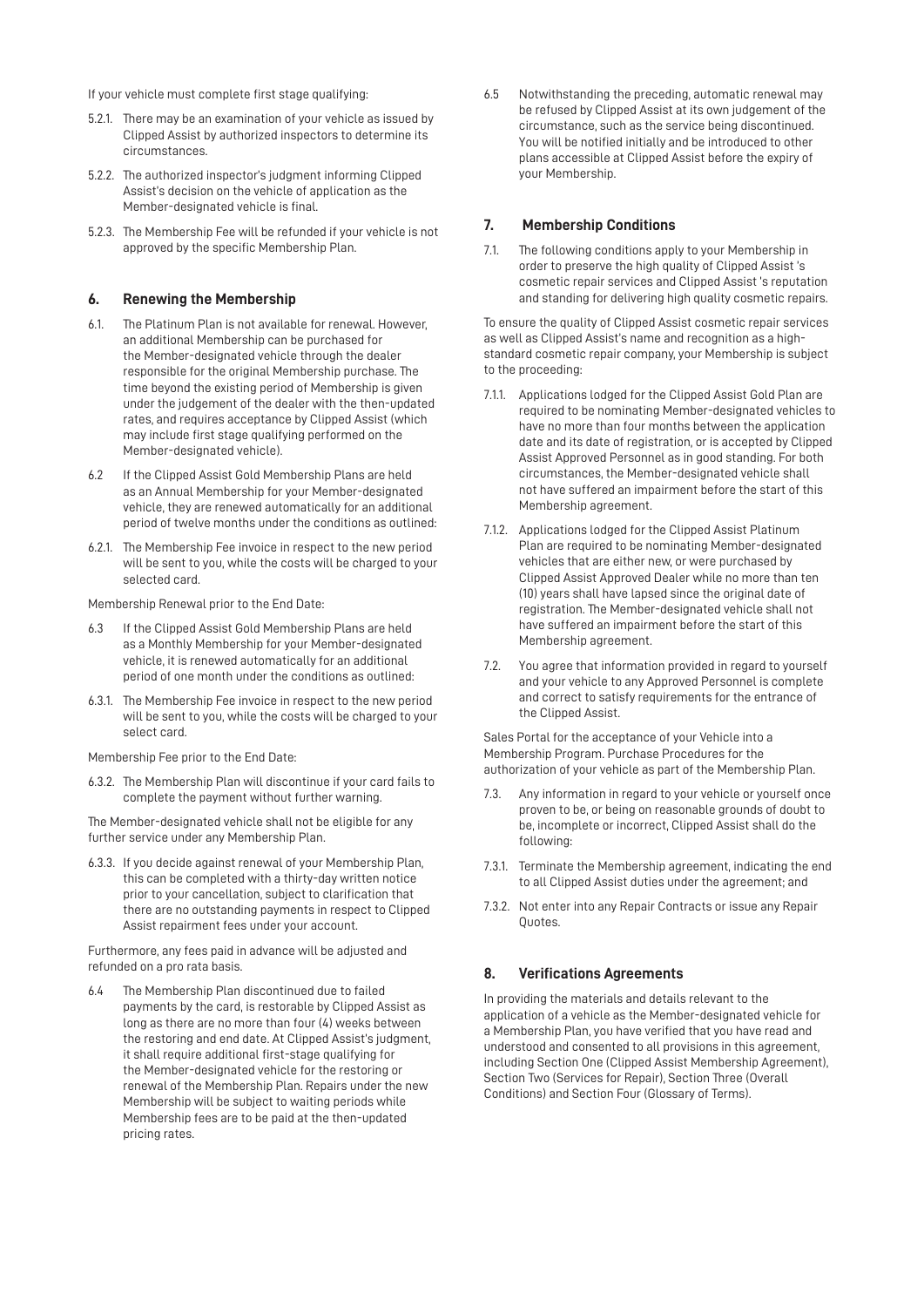If your vehicle must complete first stage qualifying:

5.2.1. There may be an examination of your vehicle as issued by Clipped Assist by authorized inspectors to determine its circumstances.

5.2.2. The authorized inspector's judgment informing Clipped Assist's decision on the vehicle of application as the Member-designated vehicle is final.

5.2.3. The Membership Fee will be refunded if your vehicle is not approved by the specific Membership Plan.

## 6. Renewing the Membership

6.1. The Platinum Plan is not available for renewal. However, an additional Membership can be purchased for the Member-designated vehicle through the dealer responsible for the original Membership purchase. The time beyond the existing period of Membership is given under the judgement of the dealer with the then-updated rates, and requires acceptance by Clipped Assist (which may include first stage qualifying performed on the Member-designated vehicle).

6.2 If the Clipped Assist Gold Membership Plans are held as an Annual Membership for your Member-designated vehicle, they are renewed automatically for an additional period of twelve months under the conditions as outlined:

6.2.1. The Membership Fee invoice in respect to the new period will be sent to you, while the costs will be charged to your selected card.

Membership Renewal prior to the End Date:

6.3 If the Clipped Assist Gold Membership Plans are held as a Monthly Membership for your Member-designated vehicle, it is renewed automatically for an additional period of one month under the conditions as outlined:

6.3.1. The Membership Fee invoice in respect to the new period will be sent to you, while the costs will be charged to your select card.

Membership Fee prior to the End Date:

6.3.2. The Membership Plan will discontinue if your card fails to complete the payment without further warning.

The Member-designated vehicle shall not be eligible for any further service under any Membership Plan.

6.3.3. If you decide against renewal of your Membership Plan, this can be completed with a thirty-day written notice prior to your cancellation, subject to clarification that there are no outstanding payments in respect to Clipped Assist repairment fees under your account.

Furthermore, any fees paid in advance will be adjusted and refunded on a pro rata basis.

6.4 The Membership Plan discontinued due to failed payments by the card, is restorable by Clipped Assist as long as there are no more than four (4) weeks between the restoring and end date. At Clipped Assist's judgment, it shall require additional first-stage qualifying for the Member-designated vehicle for the restoring or renewal of the Membership Plan. Repairs under the new Membership will be subject to waiting periods while Membership fees are to be paid at the then-updated pricing rates.

6.5 Notwithstanding the preceding, automatic renewal may be refused by Clipped Assist at its own judgement of the circumstance, such as the service being discontinued. You will be notified initially and be introduced to other plans accessible at Clipped Assist before the expiry of your Membership.

## 7. Membership Conditions

7.1. The following conditions apply to your Membership in order to preserve the high quality of Clipped Assist 's cosmetic repair services and Clipped Assist 's reputation and standing for delivering high quality cosmetic repairs.

To ensure the quality of Clipped Assist cosmetic repair services as well as Clipped Assist's name and recognition as a high-standard cosmetic repair company, your Membership is subject to the proceeding:

7.1.1. Applications lodged for the Clipped Assist Gold Plan are required to be nominating Member-designated vehicles to have no more than four months between the application date and its date of registration, or is accepted by Clipped Assist Approved Personnel as in good standing. For both circumstances, the Member-designated vehicle shall not have suffered an impairment before the start of this Membership agreement.

7.1.2. Applications lodged for the Clipped Assist Platinum Plan are required to be nominating Member-designated vehicles that are either new, or were purchased by Clipped Assist Approved Dealer while no more than ten (10) years shall have lapsed since the original date of registration. The Member-designated vehicle shall not have suffered an impairment before the start of this Membership agreement.

7.2. You agree that information provided in regard to yourself and your vehicle to any Approved Personnel is complete and correct to satisfy requirements for the entrance of the Clipped Assist.

Sales Portal for the acceptance of your Vehicle into a Membership Program. Purchase Procedures for the authorization of your vehicle as part of the Membership Plan.

7.3. Any information in regard to your vehicle or yourself once proven to be, or being on reasonable grounds of doubt to be, incomplete or incorrect, Clipped Assist shall do the following:

7.3.1. Terminate the Membership agreement, indicating the end to all Clipped Assist duties under the agreement; and

7.3.2. Not enter into any Repair Contracts or issue any Repair Quotes.

## 8. Verifications Agreements

In providing the materials and details relevant to the application of a vehicle as the Member-designated vehicle for a Membership Plan, you have verified that you have read and understood and consented to all provisions in this agreement, including Section One (Clipped Assist Membership Agreement), Section Two (Services for Repair), Section Three (Overall Conditions) and Section Four (Glossary of Terms).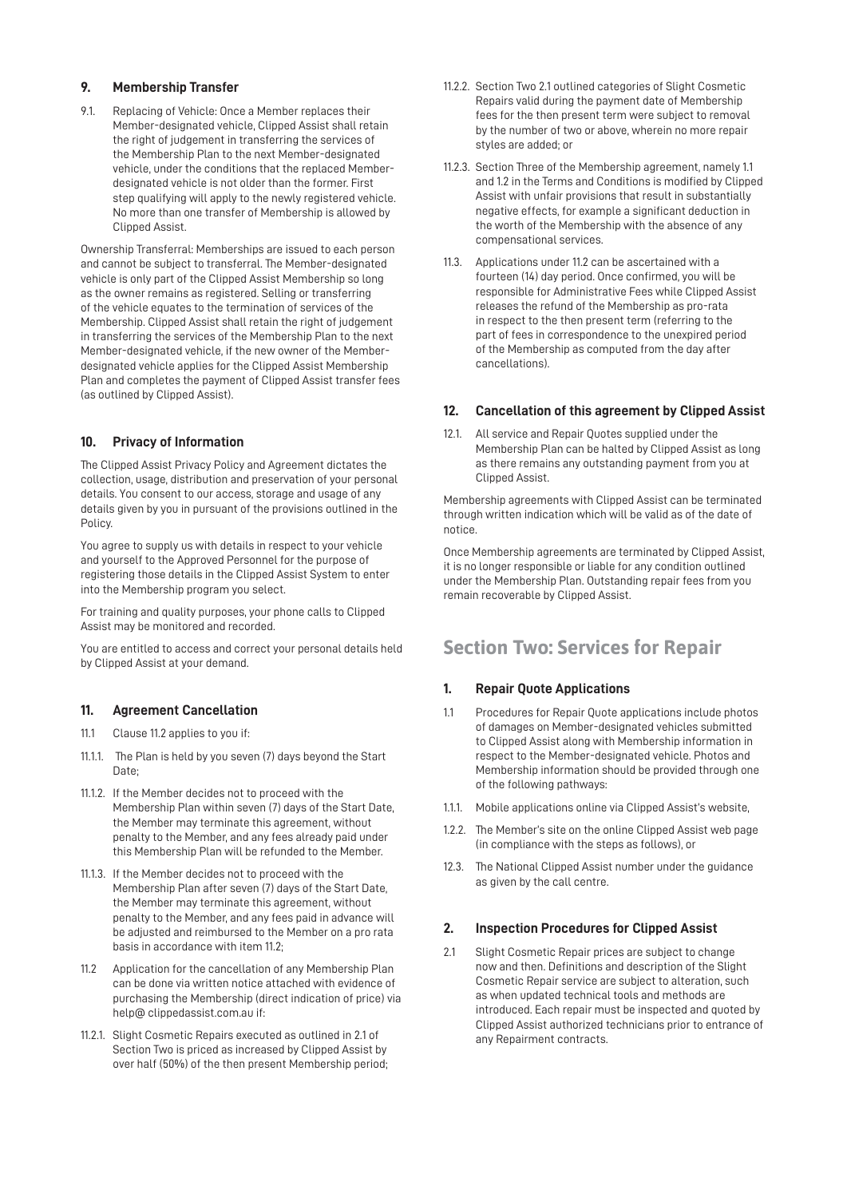### 9. Membership Transfer

9.1. Replacing of Vehicle: Once a Member replaces their Member-designated vehicle, Clipped Assist shall retain the right of judgement in transferring the services of the Membership Plan to the next Member-designated vehicle, under the conditions that the replaced Member-designated vehicle is not older than the former. First step qualifying will apply to the newly registered vehicle. No more than one transfer of Membership is allowed by Clipped Assist.

Ownership Transferral: Memberships are issued to each person and cannot be subject to transferral. The Member-designated vehicle is only part of the Clipped Assist Membership so long as the owner remains as registered. Selling or transferring of the vehicle equates to the termination of services of the Membership. Clipped Assist shall retain the right of judgement in transferring the services of the Membership Plan to the next Member-designated vehicle, if the new owner of the Member-designated vehicle applies for the Clipped Assist Membership Plan and completes the payment of Clipped Assist transfer fees (as outlined by Clipped Assist).

### 10. Privacy of Information

The Clipped Assist Privacy Policy and Agreement dictates the collection, usage, distribution and preservation of your personal details. You consent to our access, storage and usage of any details given by you in pursuant of the provisions outlined in the Policy.

You agree to supply us with details in respect to your vehicle and yourself to the Approved Personnel for the purpose of registering those details in the Clipped Assist System to enter into the Membership program you select.

For training and quality purposes, your phone calls to Clipped Assist may be monitored and recorded.

You are entitled to access and correct your personal details held by Clipped Assist at your demand.

### 11. Agreement Cancellation

11.1 Clause 11.2 applies to you if:

11.1.1. The Plan is held by you seven (7) days beyond the Start Date;

11.1.2. If the Member decides not to proceed with the Membership Plan within seven (7) days of the Start Date, the Member may terminate this agreement, without penalty to the Member, and any fees already paid under this Membership Plan will be refunded to the Member.

11.1.3. If the Member decides not to proceed with the Membership Plan after seven (7) days of the Start Date, the Member may terminate this agreement, without penalty to the Member, and any fees paid in advance will be adjusted and reimbursed to the Member on a pro rata basis in accordance with item 11.2;

11.2 Application for the cancellation of any Membership Plan can be done via written notice attached with evidence of purchasing the Membership (direct indication of price) via help@ clippedassist.com.au if:

11.2.1. Slight Cosmetic Repairs executed as outlined in 2.1 of Section Two is priced as increased by Clipped Assist by over half (50%) of the then present Membership period;

11.2.2. Section Two 2.1 outlined categories of Slight Cosmetic Repairs valid during the payment date of Membership fees for the then present term were subject to removal by the number of two or above, wherein no more repair styles are added; or

11.2.3. Section Three of the Membership agreement, namely 1.1 and 1.2 in the Terms and Conditions is modified by Clipped Assist with unfair provisions that result in substantially negative effects, for example a significant deduction in the worth of the Membership with the absence of any compensational services.

11.3. Applications under 11.2 can be ascertained with a fourteen (14) day period. Once confirmed, you will be responsible for Administrative Fees while Clipped Assist releases the refund of the Membership as pro-rata in respect to the then present term (referring to the part of fees in correspondence to the unexpired period of the Membership as computed from the day after cancellations).

### 12. Cancellation of this agreement by Clipped Assist

12.1. All service and Repair Quotes supplied under the Membership Plan can be halted by Clipped Assist as long as there remains any outstanding payment from you at Clipped Assist.

Membership agreements with Clipped Assist can be terminated through written indication which will be valid as of the date of notice.

Once Membership agreements are terminated by Clipped Assist, it is no longer responsible or liable for any condition outlined under the Membership Plan. Outstanding repair fees from you remain recoverable by Clipped Assist.

## Section Two: Services for Repair

### 1. Repair Quote Applications

1.1 Procedures for Repair Quote applications include photos of damages on Member-designated vehicles submitted to Clipped Assist along with Membership information in respect to the Member-designated vehicle. Photos and Membership information should be provided through one of the following pathways:

1.1.1. Mobile applications online via Clipped Assist's website,

1.2.2. The Member's site on the online Clipped Assist web page (in compliance with the steps as follows), or

12.3. The National Clipped Assist number under the guidance as given by the call centre.

### 2. Inspection Procedures for Clipped Assist

2.1 Slight Cosmetic Repair prices are subject to change now and then. Definitions and description of the Slight Cosmetic Repair service are subject to alteration, such as when updated technical tools and methods are introduced. Each repair must be inspected and quoted by Clipped Assist authorized technicians prior to entrance of any Repairment contracts.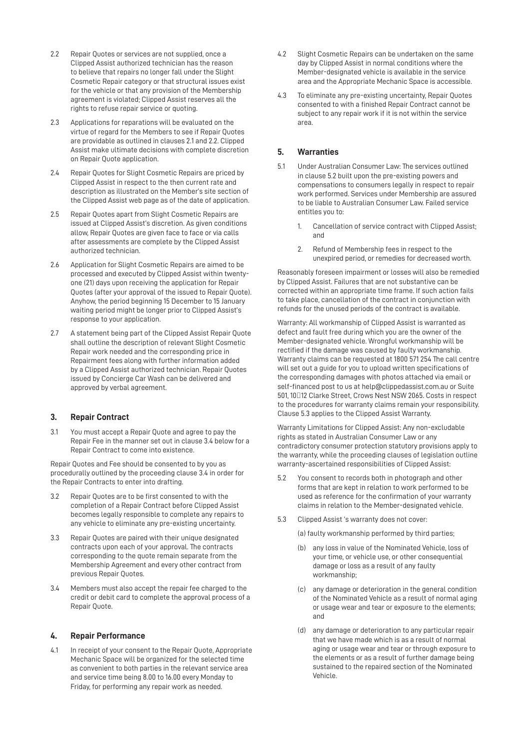2.2 Repair Quotes or services are not supplied, once a Clipped Assist authorized technician has the reason to believe that repairs no longer fall under the Slight Cosmetic Repair category or that structural issues exist for the vehicle or that any provision of the Membership agreement is violated; Clipped Assist reserves all the rights to refuse repair service or quoting.

2.3 Applications for reparations will be evaluated on the virtue of regard for the Members to see if Repair Quotes are providable as outlined in clauses 2.1 and 2.2. Clipped Assist make ultimate decisions with complete discretion on Repair Quote application.

2.4 Repair Quotes for Slight Cosmetic Repairs are priced by Clipped Assist in respect to the then current rate and description as illustrated on the Member's site section of the Clipped Assist web page as of the date of application.

2.5 Repair Quotes apart from Slight Cosmetic Repairs are issued at Clipped Assist's discretion. As given conditions allow, Repair Quotes are given face to face or via calls after assessments are complete by the Clipped Assist authorized technician.

2.6 Application for Slight Cosmetic Repairs are aimed to be processed and executed by Clipped Assist within twenty-one (21) days upon receiving the application for Repair Quotes (after your approval of the issued to Repair Quote). Anyhow, the period beginning 15 December to 15 January waiting period might be longer prior to Clipped Assist's response to your application.

2.7 A statement being part of the Clipped Assist Repair Quote shall outline the description of relevant Slight Cosmetic Repair work needed and the corresponding price in Repairment fees along with further information added by a Clipped Assist authorized technician. Repair Quotes issued by Concierge Car Wash can be delivered and approved by verbal agreement.

## 3. Repair Contract

3.1 You must accept a Repair Quote and agree to pay the Repair Fee in the manner set out in clause 3.4 below for a Repair Contract to come into existence.

Repair Quotes and Fee should be consented to by you as procedurally outlined by the proceeding clause 3.4 in order for the Repair Contracts to enter into drafting.

3.2 Repair Quotes are to be first consented to with the completion of a Repair Contract before Clipped Assist becomes legally responsible to complete any repairs to any vehicle to eliminate any pre-existing uncertainty.

3.3 Repair Quotes are paired with their unique designated contracts upon each of your approval. The contracts corresponding to the quote remain separate from the Membership Agreement and every other contract from previous Repair Quotes.

3.4 Members must also accept the repair fee charged to the credit or debit card to complete the approval process of a Repair Quote.

## 4. Repair Performance

4.1 In receipt of your consent to the Repair Quote, Appropriate Mechanic Space will be organized for the selected time as convenient to both parties in the relevant service area and service time being 8.00 to 16.00 every Monday to Friday, for performing any repair work as needed.

4.2 Slight Cosmetic Repairs can be undertaken on the same day by Clipped Assist in normal conditions where the Member-designated vehicle is available in the service area and the Appropriate Mechanic Space is accessible.

4.3 To eliminate any pre-existing uncertainty, Repair Quotes consented to with a finished Repair Contract cannot be subject to any repair work if it is not within the service area.

## 5. Warranties

5.1 Under Australian Consumer Law: The services outlined in clause 5.2 built upon the pre-existing powers and compensations to consumers legally in respect to repair work performed. Services under Membership are assured to be liable to Australian Consumer Law. Failed service entitles you to:

1. Cancellation of service contract with Clipped Assist; and
2. Refund of Membership fees in respect to the unexpired period, or remedies for decreased worth.

Reasonably foreseen impairment or losses will also be remedied by Clipped Assist. Failures that are not substantive can be corrected within an appropriate time frame. If such action fails to take place, cancellation of the contract in conjunction with refunds for the unused periods of the contract is available.

Warranty: All workmanship of Clipped Assist is warranted as defect and fault free during which you are the owner of the Member-designated vehicle. Wrongful workmanship will be rectified if the damage was caused by faulty workmanship. Warranty claims can be requested at 1800 571 254 The call centre will set out a guide for you to upload written specifications of the corresponding damages with photos attached via email or self-financed post to us at help@clippedassist.com.au or Suite 501, 10–12 Clarke Street, Crows Nest NSW 2065. Costs in respect to the procedures for warranty claims remain your responsibility. Clause 5.3 applies to the Clipped Assist Warranty.

Warranty Limitations for Clipped Assist: Any non-excludable rights as stated in Australian Consumer Law or any contradictory consumer protection statutory provisions apply to the warranty, while the proceeding clauses of legislation outline warranty-ascertained responsibilities of Clipped Assist:

5.2 You consent to records both in photograph and other forms that are kept in relation to work performed to be used as reference for the confirmation of your warranty claims in relation to the Member-designated vehicle.

5.3 Clipped Assist 's warranty does not cover:

(a) faulty workmanship performed by third parties;

(b) any loss in value of the Nominated Vehicle, loss of your time, or vehicle use, or other consequential damage or loss as a result of any faulty workmanship;

(c) any damage or deterioration in the general condition of the Nominated Vehicle as a result of normal aging or usage wear and tear or exposure to the elements; and

(d) any damage or deterioration to any particular repair that we have made which is as a result of normal aging or usage wear and tear or through exposure to the elements or as a result of further damage being sustained to the repaired section of the Nominated Vehicle.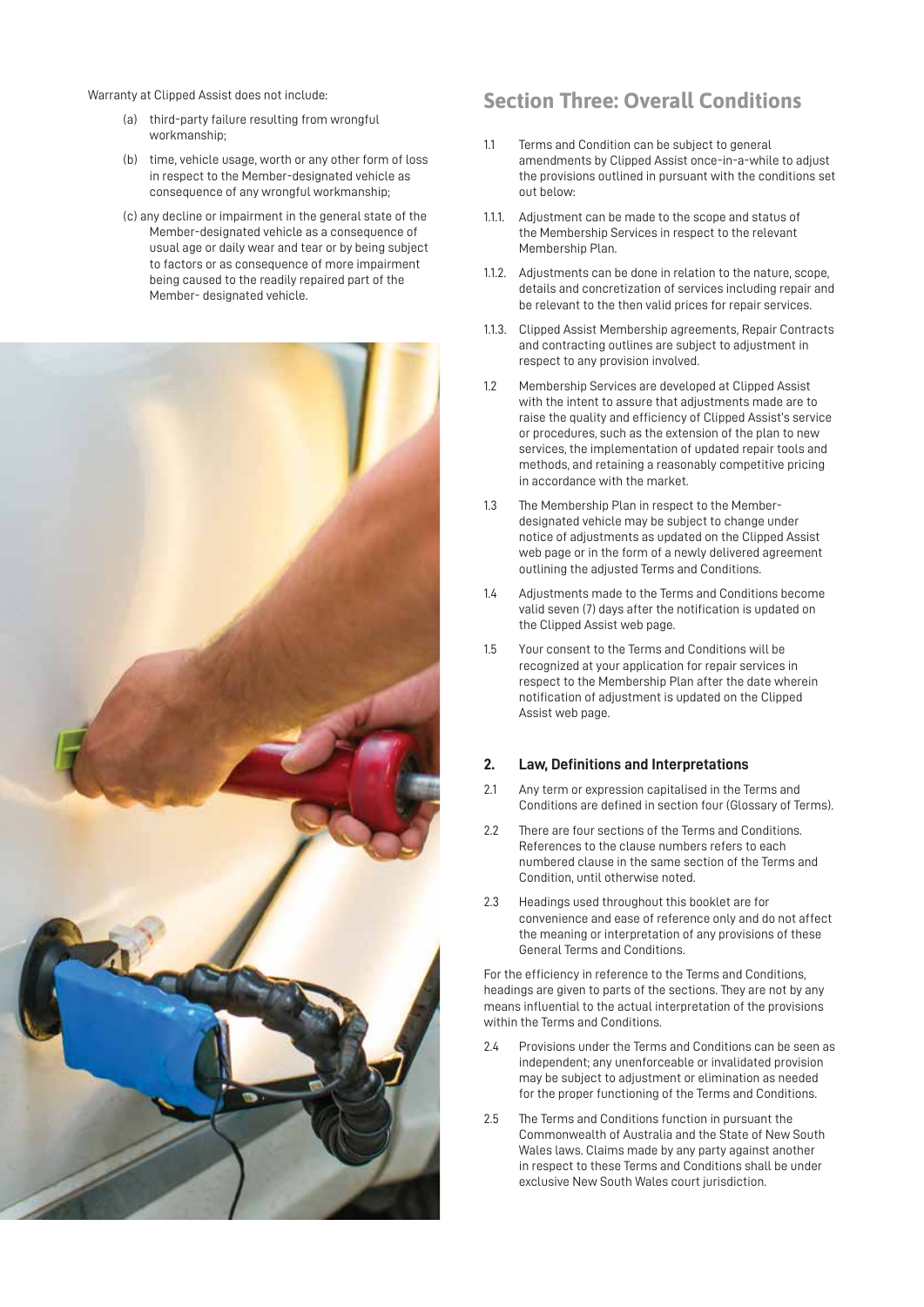Warranty at Clipped Assist does not include:

- (a) third-party failure resulting from wrongful workmanship;
- (b) time, vehicle usage, worth or any other form of loss in respect to the Member-designated vehicle as consequence of any wrongful workmanship;
- (c) any decline or impairment in the general state of the Member-designated vehicle as a consequence of usual age or daily wear and tear or by being subject to factors or as consequence of more impairment being caused to the readily repaired part of the Member- designated vehicle.

## Section Three: Overall Conditions

1.1 Terms and Condition can be subject to general amendments by Clipped Assist once-in-a-while to adjust the provisions outlined in pursuant with the conditions set out below:

1.1.1. Adjustment can be made to the scope and status of the Membership Services in respect to the relevant Membership Plan.

1.1.2. Adjustments can be done in relation to the nature, scope, details and concretization of services including repair and be relevant to the then valid prices for repair services.

1.1.3. Clipped Assist Membership agreements, Repair Contracts and contracting outlines are subject to adjustment in respect to any provision involved.

1.2 Membership Services are developed at Clipped Assist with the intent to assure that adjustments made are to raise the quality and efficiency of Clipped Assist's service or procedures, such as the extension of the plan to new services, the implementation of updated repair tools and methods, and retaining a reasonably competitive pricing in accordance with the market.

1.3 The Membership Plan in respect to the Member-designated vehicle may be subject to change under notice of adjustments as updated on the Clipped Assist web page or in the form of a newly delivered agreement outlining the adjusted Terms and Conditions.

1.4 Adjustments made to the Terms and Conditions become valid seven (7) days after the notification is updated on the Clipped Assist web page.

1.5 Your consent to the Terms and Conditions will be recognized at your application for repair services in respect to the Membership Plan after the date wherein notification of adjustment is updated on the Clipped Assist web page.

### 2. Law, Definitions and Interpretations

2.1 Any term or expression capitalised in the Terms and Conditions are defined in section four (Glossary of Terms).

2.2 There are four sections of the Terms and Conditions. References to the clause numbers refers to each numbered clause in the same section of the Terms and Condition, until otherwise noted.

2.3 Headings used throughout this booklet are for convenience and ease of reference only and do not affect the meaning or interpretation of any provisions of these General Terms and Conditions.

For the efficiency in reference to the Terms and Conditions, headings are given to parts of the sections. They are not by any means influential to the actual interpretation of the provisions within the Terms and Conditions.

2.4 Provisions under the Terms and Conditions can be seen as independent; any unenforceable or invalidated provision may be subject to adjustment or elimination as needed for the proper functioning of the Terms and Conditions.

2.5 The Terms and Conditions function in pursuant the Commonwealth of Australia and the State of New South Wales laws. Claims made by any party against another in respect to these Terms and Conditions shall be under exclusive New South Wales court jurisdiction.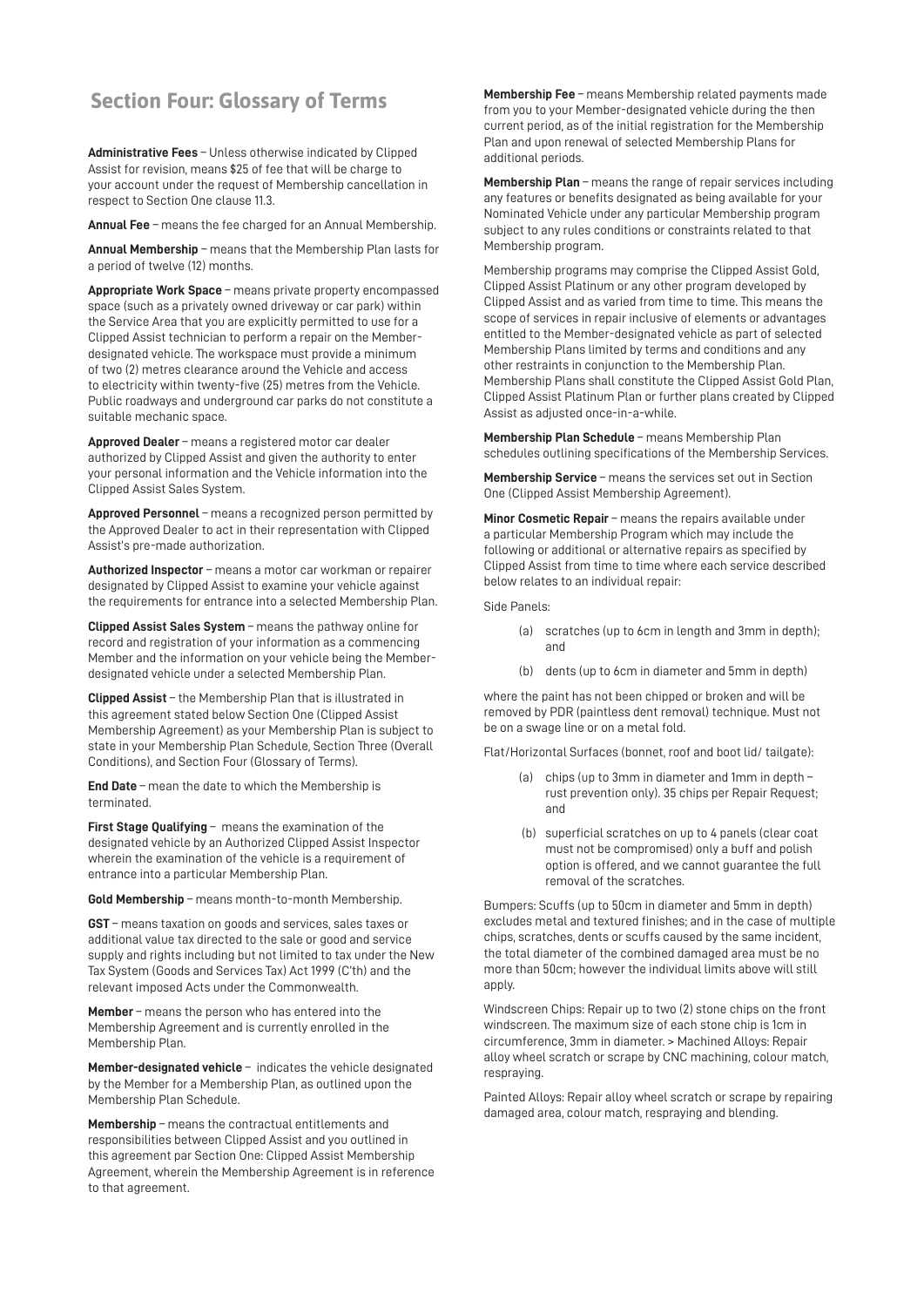## Section Four: Glossary of Terms

**Administrative Fees** – Unless otherwise indicated by Clipped Assist for revision, means $25 of fee that will be charge to your account under the request of Membership cancellation in respect to Section One clause 11.3.

**Annual Fee** – means the fee charged for an Annual Membership.

**Annual Membership** – means that the Membership Plan lasts for a period of twelve (12) months.

**Appropriate Work Space** – means private property encompassed space (such as a privately owned driveway or car park) within the Service Area that you are explicitly permitted to use for a Clipped Assist technician to perform a repair on the Member-designated vehicle. The workspace must provide a minimum of two (2) metres clearance around the Vehicle and access to electricity within twenty-five (25) metres from the Vehicle. Public roadways and underground car parks do not constitute a suitable mechanic space.

**Approved Dealer** – means a registered motor car dealer authorized by Clipped Assist and given the authority to enter your personal information and the Vehicle information into the Clipped Assist Sales System.

**Approved Personnel** – means a recognized person permitted by the Approved Dealer to act in their representation with Clipped Assist's pre-made authorization.

**Authorized Inspector** – means a motor car workman or repairer designated by Clipped Assist to examine your vehicle against the requirements for entrance into a selected Membership Plan.

**Clipped Assist Sales System** – means the pathway online for record and registration of your information as a commencing Member and the information on your vehicle being the Member-designated vehicle under a selected Membership Plan.

**Clipped Assist** – the Membership Plan that is illustrated in this agreement stated below Section One (Clipped Assist Membership Agreement) as your Membership Plan is subject to state in your Membership Plan Schedule, Section Three (Overall Conditions), and Section Four (Glossary of Terms).

**End Date** – mean the date to which the Membership is terminated.

**First Stage Qualifying** – means the examination of the designated vehicle by an Authorized Clipped Assist Inspector wherein the examination of the vehicle is a requirement of entrance into a particular Membership Plan.

**Gold Membership** – means month-to-month Membership.

**GST** – means taxation on goods and services, sales taxes or additional value tax directed to the sale or good and service supply and rights including but not limited to tax under the New Tax System (Goods and Services Tax) Act 1999 (C'th) and the relevant imposed Acts under the Commonwealth.

**Member** – means the person who has entered into the Membership Agreement and is currently enrolled in the Membership Plan.

**Member-designated vehicle** – indicates the vehicle designated by the Member for a Membership Plan, as outlined upon the Membership Plan Schedule.

**Membership** – means the contractual entitlements and responsibilities between Clipped Assist and you outlined in this agreement par Section One: Clipped Assist Membership Agreement, wherein the Membership Agreement is in reference to that agreement.

**Membership Fee** – means Membership related payments made from you to your Member-designated vehicle during the then current period, as of the initial registration for the Membership Plan and upon renewal of selected Membership Plans for additional periods.

**Membership Plan** – means the range of repair services including any features or benefits designated as being available for your Nominated Vehicle under any particular Membership program subject to any rules conditions or constraints related to that Membership program.

Membership programs may comprise the Clipped Assist Gold, Clipped Assist Platinum or any other program developed by Clipped Assist and as varied from time to time. This means the scope of services in repair inclusive of elements or advantages entitled to the Member-designated vehicle as part of selected Membership Plans limited by terms and conditions and any other restraints in conjunction to the Membership Plan. Membership Plans shall constitute the Clipped Assist Gold Plan, Clipped Assist Platinum Plan or further plans created by Clipped Assist as adjusted once-in-a-while.

**Membership Plan Schedule** – means Membership Plan schedules outlining specifications of the Membership Services.

**Membership Service** – means the services set out in Section One (Clipped Assist Membership Agreement).

**Minor Cosmetic Repair** – means the repairs available under a particular Membership Program which may include the following or additional or alternative repairs as specified by Clipped Assist from time to time where each service described below relates to an individual repair:

Side Panels:

(a) scratches (up to 6cm in length and 3mm in depth); and

(b) dents (up to 6cm in diameter and 5mm in depth)

where the paint has not been chipped or broken and will be removed by PDR (paintless dent removal) technique. Must not be on a swage line or on a metal fold.

Flat/Horizontal Surfaces (bonnet, roof and boot lid/ tailgate):

(a) chips (up to 3mm in diameter and 1mm in depth – rust prevention only). 35 chips per Repair Request; and

(b) superficial scratches on up to 4 panels (clear coat must not be compromised) only a buff and polish option is offered, and we cannot guarantee the full removal of the scratches.

Bumpers: Scuffs (up to 50cm in diameter and 5mm in depth) excludes metal and textured finishes; and in the case of multiple chips, scratches, dents or scuffs caused by the same incident, the total diameter of the combined damaged area must be no more than 50cm; however the individual limits above will still apply.

Windscreen Chips: Repair up to two (2) stone chips on the front windscreen. The maximum size of each stone chip is 1cm in circumference, 3mm in diameter. > Machined Alloys: Repair alloy wheel scratch or scrape by CNC machining, colour match, respraying.

Painted Alloys: Repair alloy wheel scratch or scrape by repairing damaged area, colour match, respraying and blending.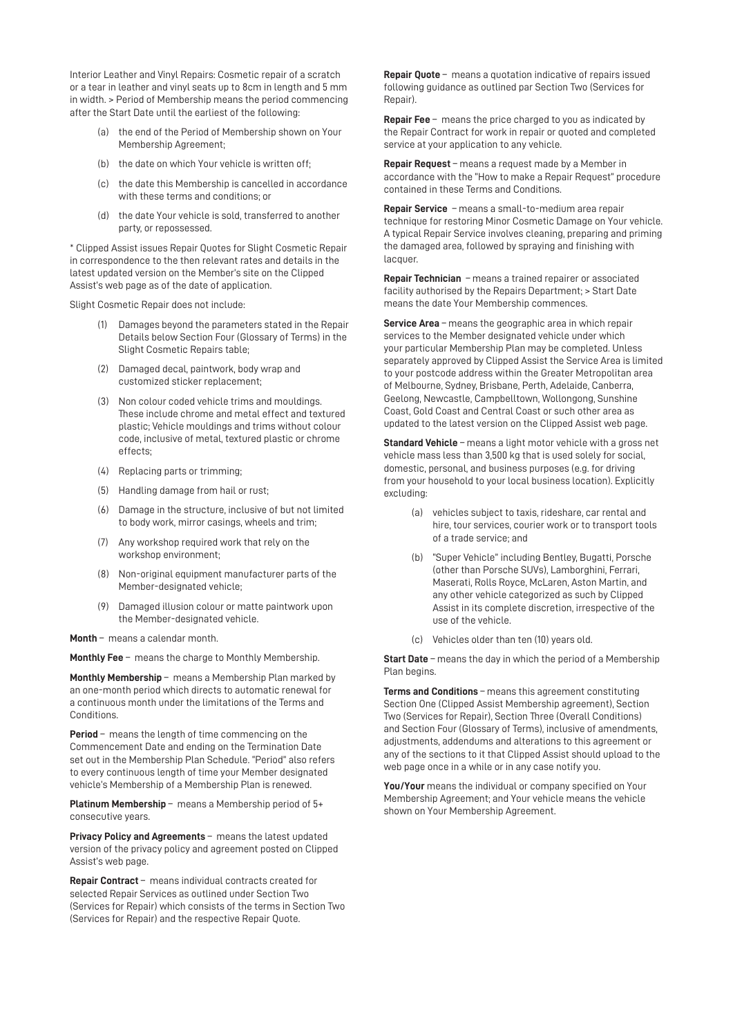Interior Leather and Vinyl Repairs: Cosmetic repair of a scratch or a tear in leather and vinyl seats up to 8cm in length and 5 mm in width. > Period of Membership means the period commencing after the Start Date until the earliest of the following:

(a) the end of the Period of Membership shown on Your Membership Agreement;

(b) the date on which Your vehicle is written off;

(c) the date this Membership is cancelled in accordance with these terms and conditions; or

(d) the date Your vehicle is sold, transferred to another party, or repossessed.

* Clipped Assist issues Repair Quotes for Slight Cosmetic Repair in correspondence to the then relevant rates and details in the latest updated version on the Member's site on the Clipped Assist's web page as of the date of application.

Slight Cosmetic Repair does not include:

(1) Damages beyond the parameters stated in the Repair Details below Section Four (Glossary of Terms) in the Slight Cosmetic Repairs table;

(2) Damaged decal, paintwork, body wrap and customized sticker replacement;

(3) Non colour coded vehicle trims and mouldings. These include chrome and metal effect and textured plastic; Vehicle mouldings and trims without colour code, inclusive of metal, textured plastic or chrome effects;

(4) Replacing parts or trimming;

(5) Handling damage from hail or rust;

(6) Damage in the structure, inclusive of but not limited to body work, mirror casings, wheels and trim;

(7) Any workshop required work that rely on the workshop environment;

(8) Non-original equipment manufacturer parts of the Member-designated vehicle;

(9) Damaged illusion colour or matte paintwork upon the Member-designated vehicle.

**Month** – means a calendar month.

**Monthly Fee** – means the charge to Monthly Membership.

**Monthly Membership** – means a Membership Plan marked by an one-month period which directs to automatic renewal for a continuous month under the limitations of the Terms and Conditions.

**Period** – means the length of time commencing on the Commencement Date and ending on the Termination Date set out in the Membership Plan Schedule. "Period" also refers to every continuous length of time your Member designated vehicle's Membership of a Membership Plan is renewed.

**Platinum Membership** – means a Membership period of 5+ consecutive years.

**Privacy Policy and Agreements** – means the latest updated version of the privacy policy and agreement posted on Clipped Assist's web page.

**Repair Contract** – means individual contracts created for selected Repair Services as outlined under Section Two (Services for Repair) which consists of the terms in Section Two (Services for Repair) and the respective Repair Quote.

**Repair Quote** – means a quotation indicative of repairs issued following guidance as outlined par Section Two (Services for Repair).

**Repair Fee** – means the price charged to you as indicated by the Repair Contract for work in repair or quoted and completed service at your application to any vehicle.

**Repair Request** – means a request made by a Member in accordance with the "How to make a Repair Request" procedure contained in these Terms and Conditions.

**Repair Service** – means a small-to-medium area repair technique for restoring Minor Cosmetic Damage on Your vehicle. A typical Repair Service involves cleaning, preparing and priming the damaged area, followed by spraying and finishing with lacquer.

**Repair Technician** – means a trained repairer or associated facility authorised by the Repairs Department; > Start Date means the date Your Membership commences.

**Service Area** – means the geographic area in which repair services to the Member designated vehicle under which your particular Membership Plan may be completed. Unless separately approved by Clipped Assist the Service Area is limited to your postcode address within the Greater Metropolitan area of Melbourne, Sydney, Brisbane, Perth, Adelaide, Canberra, Geelong, Newcastle, Campbelltown, Wollongong, Sunshine Coast, Gold Coast and Central Coast or such other area as updated to the latest version on the Clipped Assist web page.

**Standard Vehicle** – means a light motor vehicle with a gross net vehicle mass less than 3,500 kg that is used solely for social, domestic, personal, and business purposes (e.g. for driving from your household to your local business location). Explicitly excluding:

(a) vehicles subject to taxis, rideshare, car rental and hire, tour services, courier work or to transport tools of a trade service; and

(b) "Super Vehicle" including Bentley, Bugatti, Porsche (other than Porsche SUVs), Lamborghini, Ferrari, Maserati, Rolls Royce, McLaren, Aston Martin, and any other vehicle categorized as such by Clipped Assist in its complete discretion, irrespective of the use of the vehicle.

(c) Vehicles older than ten (10) years old.

**Start Date** – means the day in which the period of a Membership Plan begins.

**Terms and Conditions** – means this agreement constituting Section One (Clipped Assist Membership agreement), Section Two (Services for Repair), Section Three (Overall Conditions) and Section Four (Glossary of Terms), inclusive of amendments, adjustments, addendums and alterations to this agreement or any of the sections to it that Clipped Assist should upload to the web page once in a while or in any case notify you.

**You/Your** means the individual or company specified on Your Membership Agreement; and Your vehicle means the vehicle shown on Your Membership Agreement.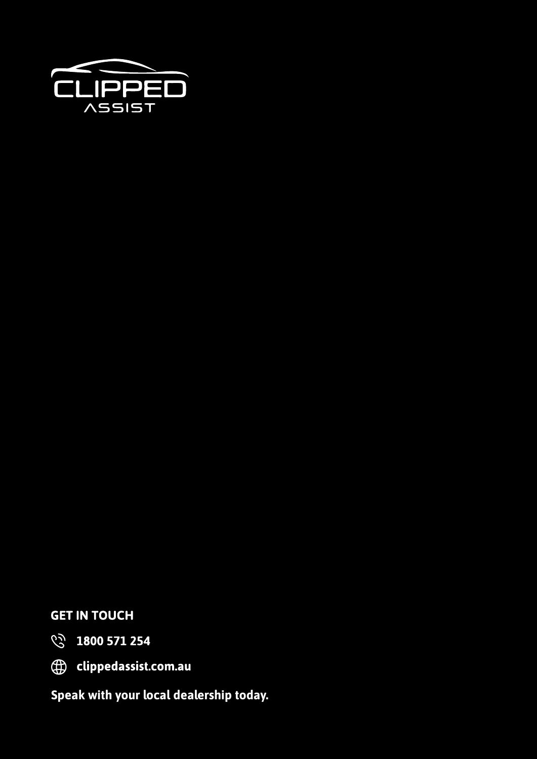CLIPPED
ASSIST

**GET IN TOUCH**

**1800 571 254**

**clippedassist.com.au**

**Speak with your local dealership today.**